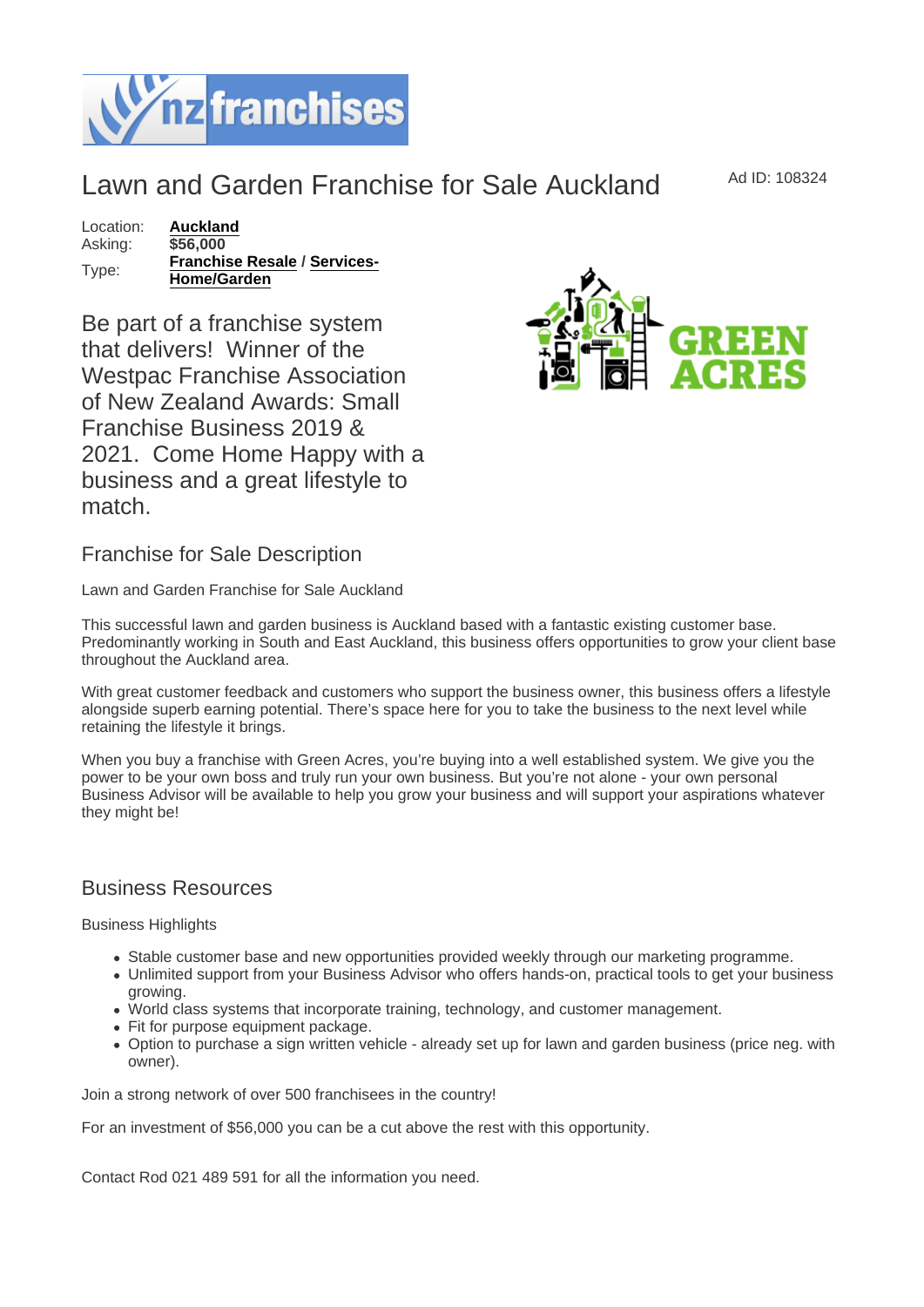# Lawn and Garden Franchise for Sale Auckland

Ad ID: 108324

| | |
|---|---|
| Location: | **Auckland** |
| Asking: | **$56,000** |
| Type: | **Franchise Resale** / **Services-Home/Garden** |

Be part of a franchise system that delivers! Winner of the Westpac Franchise Association of New Zealand Awards: Small Franchise Business 2019 & 2021. Come Home Happy with a business and a great lifestyle to match.

## Franchise for Sale Description

Lawn and Garden Franchise for Sale Auckland

This successful lawn and garden business is Auckland based with a fantastic existing customer base. Predominantly working in South and East Auckland, this business offers opportunities to grow your client base throughout the Auckland area.

With great customer feedback and customers who support the business owner, this business offers a lifestyle alongside superb earning potential. There's space here for you to take the business to the next level while retaining the lifestyle it brings.

When you buy a franchise with Green Acres, you're buying into a well established system. We give you the power to be your own boss and truly run your own business. But you're not alone - your own personal Business Advisor will be available to help you grow your business and will support your aspirations whatever they might be!

## Business Resources

Business Highlights

- Stable customer base and new opportunities provided weekly through our marketing programme.
- Unlimited support from your Business Advisor who offers hands-on, practical tools to get your business growing.
- World class systems that incorporate training, technology, and customer management.
- Fit for purpose equipment package.
- Option to purchase a sign written vehicle - already set up for lawn and garden business (price neg. with owner).

Join a strong network of over 500 franchisees in the country!

For an investment of $56,000 you can be a cut above the rest with this opportunity.

Contact Rod 021 489 591 for all the information you need.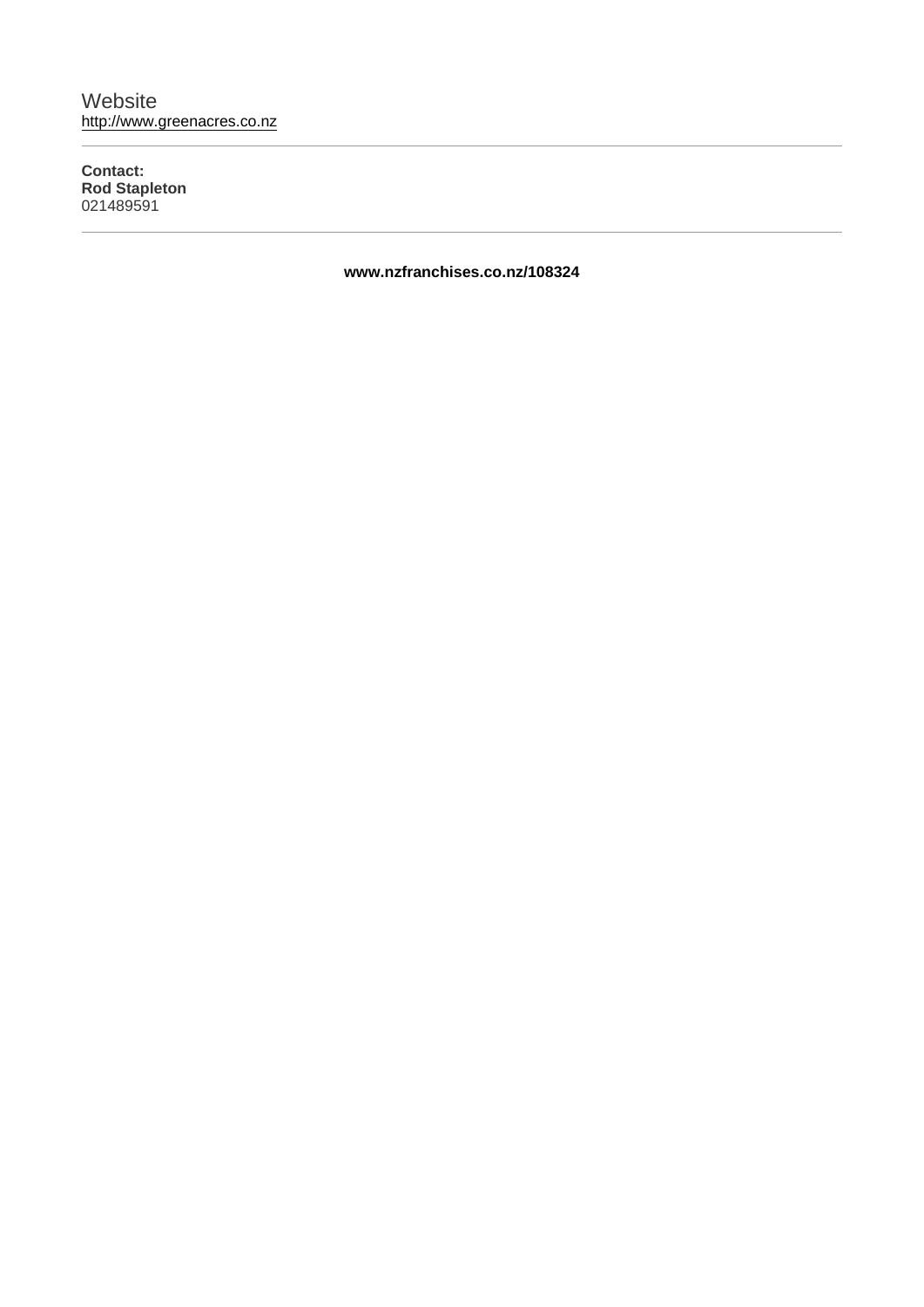Website
http://www.greenacres.co.nz

---

**Contact:**
**Rod Stapleton**
021489591

---

**www.nzfranchises.co.nz/108324**